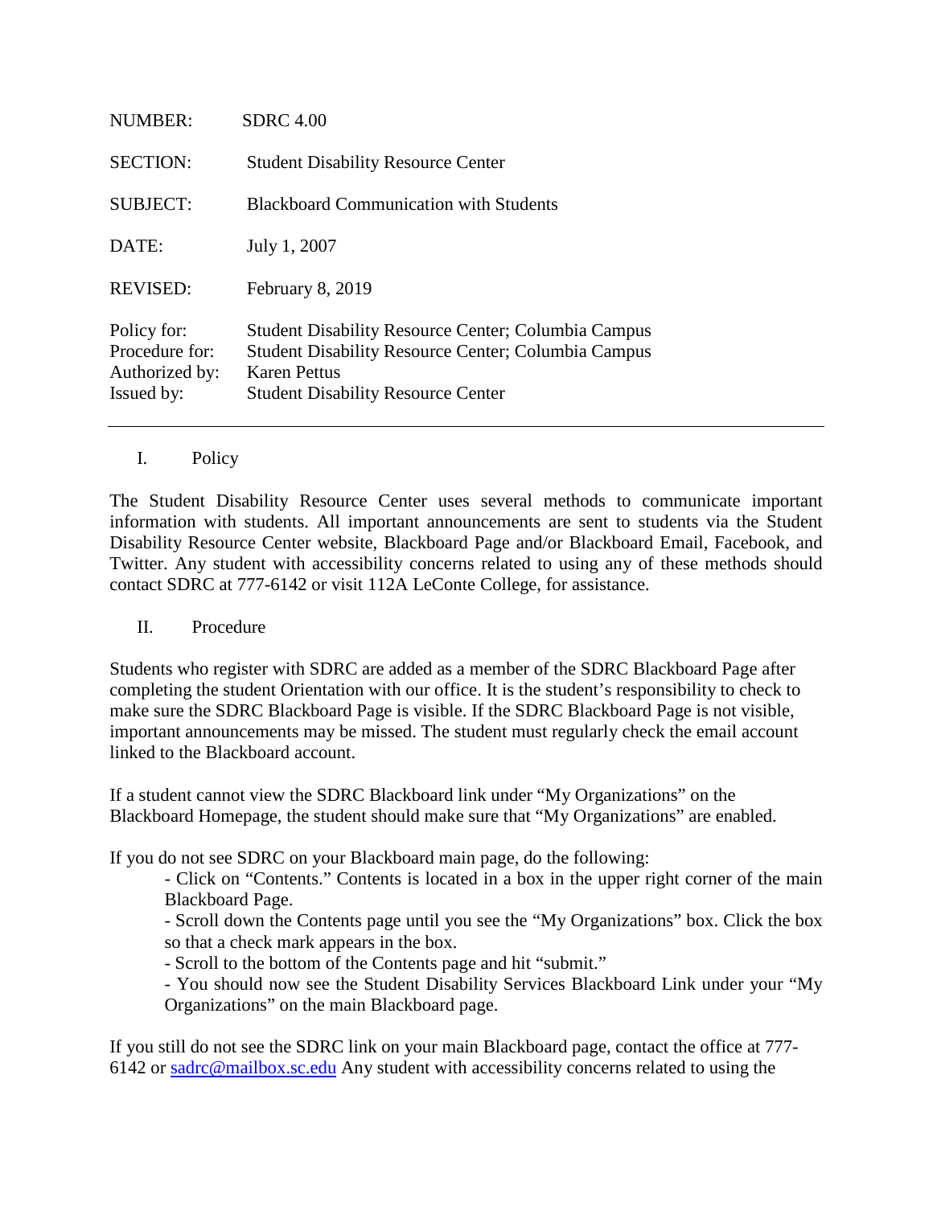| | |
|---|---|
| NUMBER: | SDRC 4.00 |
| SECTION: | Student Disability Resource Center |
| SUBJECT: | Blackboard Communication with Students |
| DATE: | July 1, 2007 |
| REVISED: | February 8, 2019 |
| Policy for: | Student Disability Resource Center; Columbia Campus |
| Procedure for: | Student Disability Resource Center; Columbia Campus |
| Authorized by: | Karen Pettus |
| Issued by: | Student Disability Resource Center |

---

## I. Policy

The Student Disability Resource Center uses several methods to communicate important information with students. All important announcements are sent to students via the Student Disability Resource Center website, Blackboard Page and/or Blackboard Email, Facebook, and Twitter. Any student with accessibility concerns related to using any of these methods should contact SDRC at 777-6142 or visit 112A LeConte College, for assistance.

## II. Procedure

Students who register with SDRC are added as a member of the SDRC Blackboard Page after completing the student Orientation with our office. It is the student's responsibility to check to make sure the SDRC Blackboard Page is visible. If the SDRC Blackboard Page is not visible, important announcements may be missed. The student must regularly check the email account linked to the Blackboard account.

If a student cannot view the SDRC Blackboard link under "My Organizations" on the Blackboard Homepage, the student should make sure that "My Organizations" are enabled.

If you do not see SDRC on your Blackboard main page, do the following:

- Click on "Contents." Contents is located in a box in the upper right corner of the main Blackboard Page.
- Scroll down the Contents page until you see the "My Organizations" box. Click the box so that a check mark appears in the box.
- Scroll to the bottom of the Contents page and hit "submit."
- You should now see the Student Disability Services Blackboard Link under your "My Organizations" on the main Blackboard page.

If you still do not see the SDRC link on your main Blackboard page, contact the office at 777-6142 or sadrc@mailbox.sc.edu Any student with accessibility concerns related to using the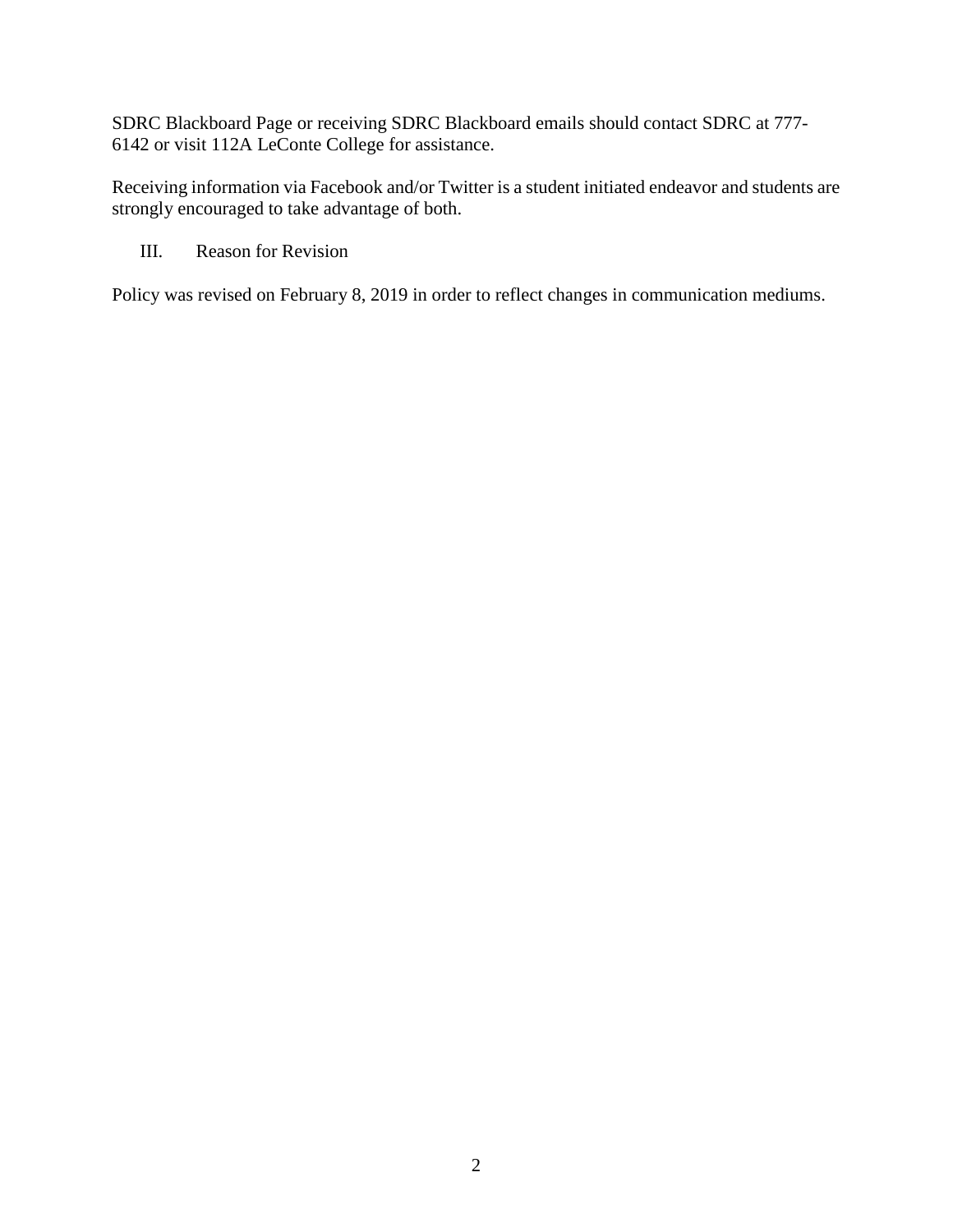SDRC Blackboard Page or receiving SDRC Blackboard emails should contact SDRC at 777-6142 or visit 112A LeConte College for assistance.

Receiving information via Facebook and/or Twitter is a student initiated endeavor and students are strongly encouraged to take advantage of both.

## III. Reason for Revision

Policy was revised on February 8, 2019 in order to reflect changes in communication mediums.